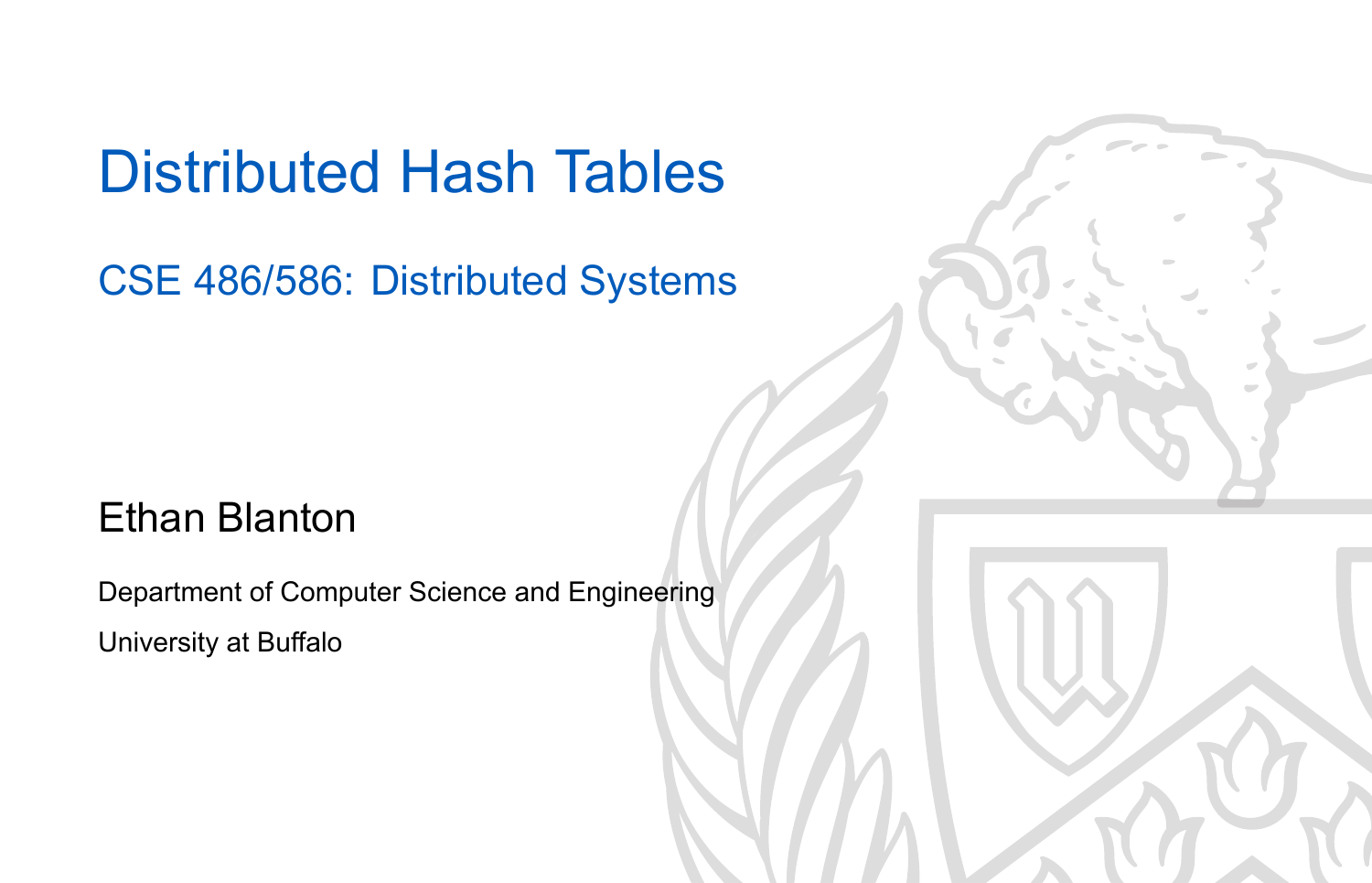# Distributed Hash Tables

## CSE 486/586: Distributed Systems

Ethan Blanton

Department of Computer Science and Engineering

University at Buffalo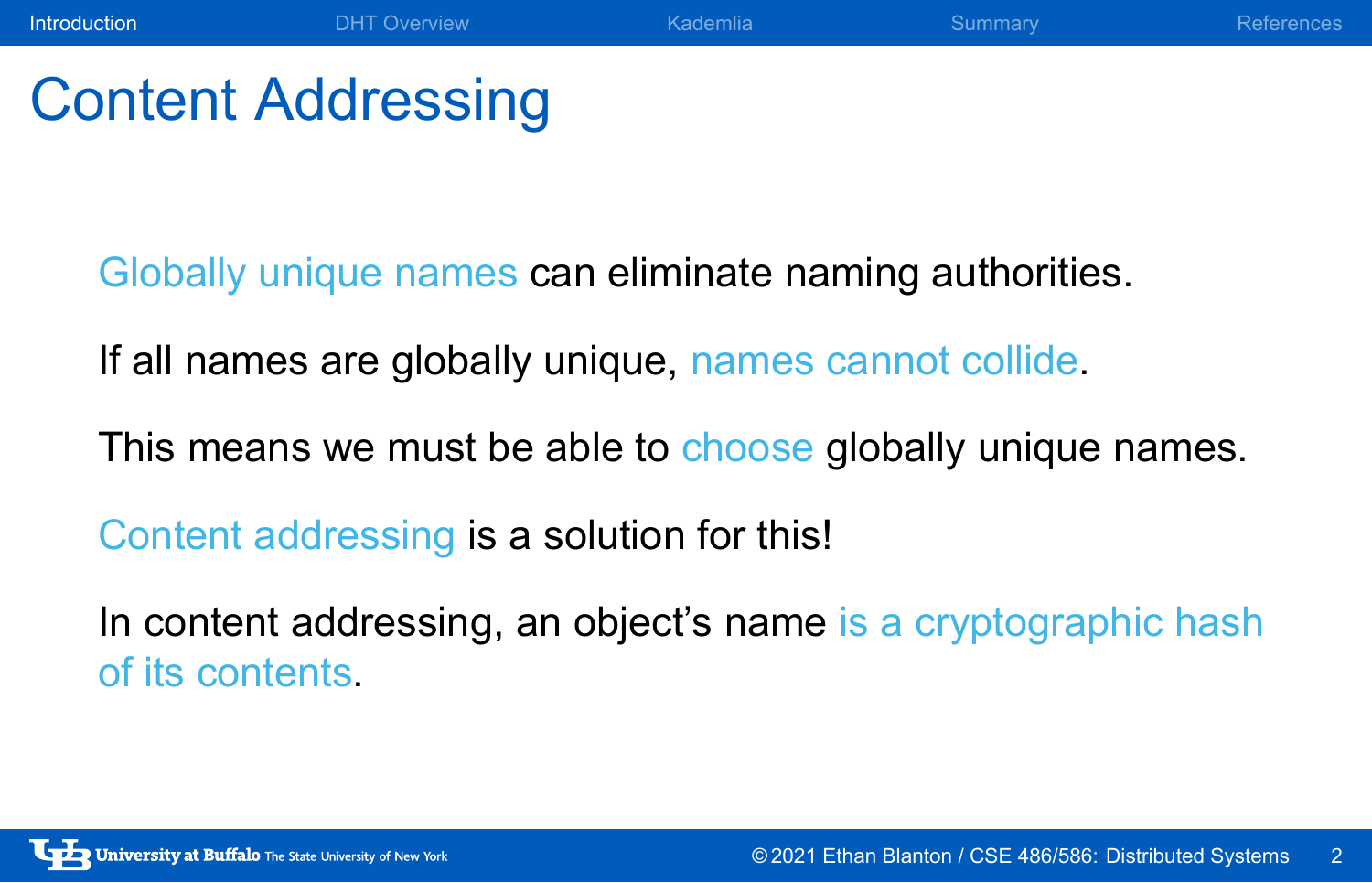# Content Addressing

Globally unique names can eliminate naming authorities.

If all names are globally unique, names cannot collide.

This means we must be able to choose globally unique names.

Content addressing is a solution for this!

In content addressing, an object's name is a cryptographic hash of its contents.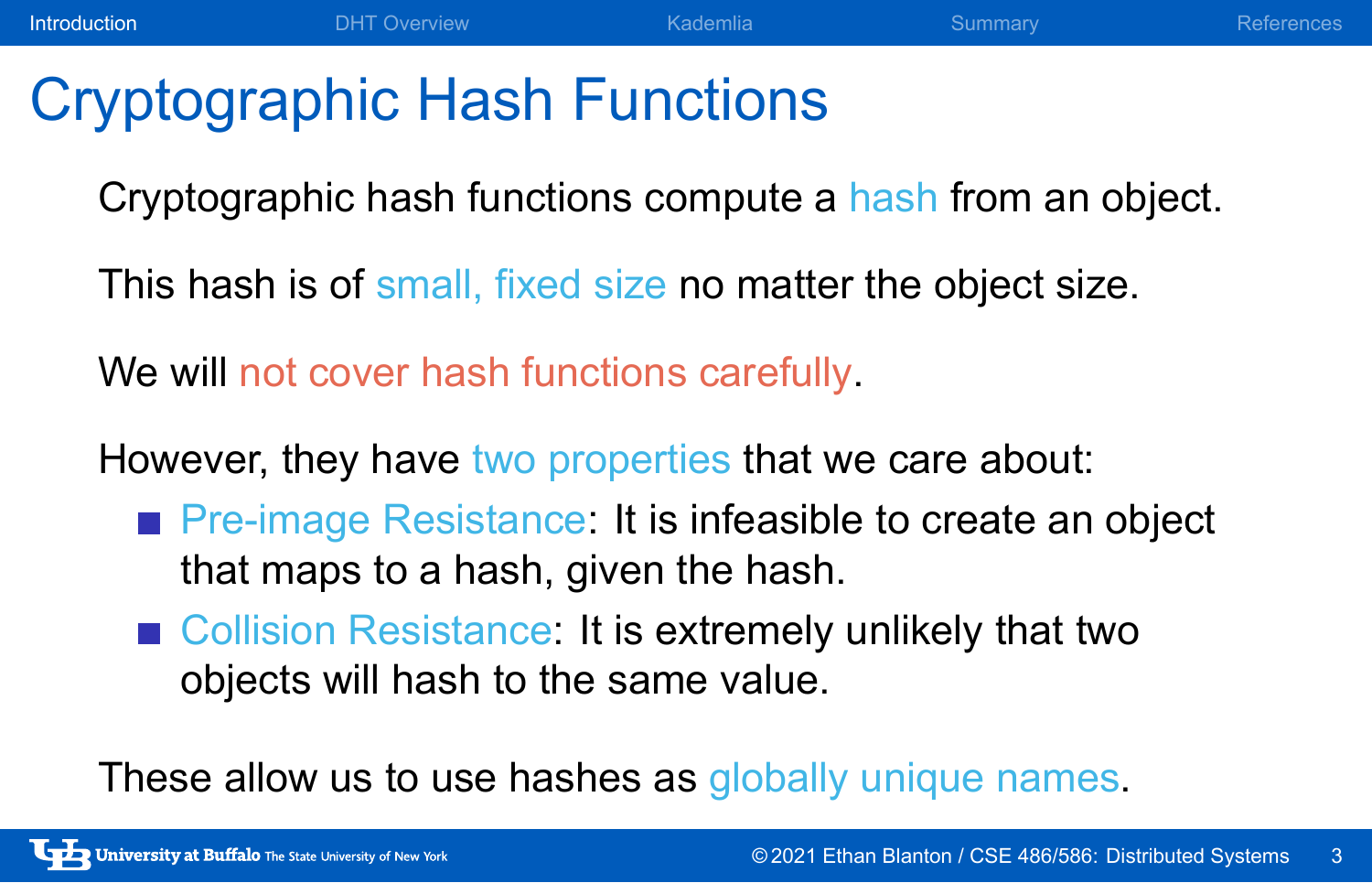# Cryptographic Hash Functions

Cryptographic hash functions compute a hash from an object.

This hash is of small, fixed size no matter the object size.

We will not cover hash functions carefully.

However, they have two properties that we care about:

- Pre-image Resistance: It is infeasible to create an object that maps to a hash, given the hash.
- Collision Resistance: It is extremely unlikely that two objects will hash to the same value.

These allow us to use hashes as globally unique names.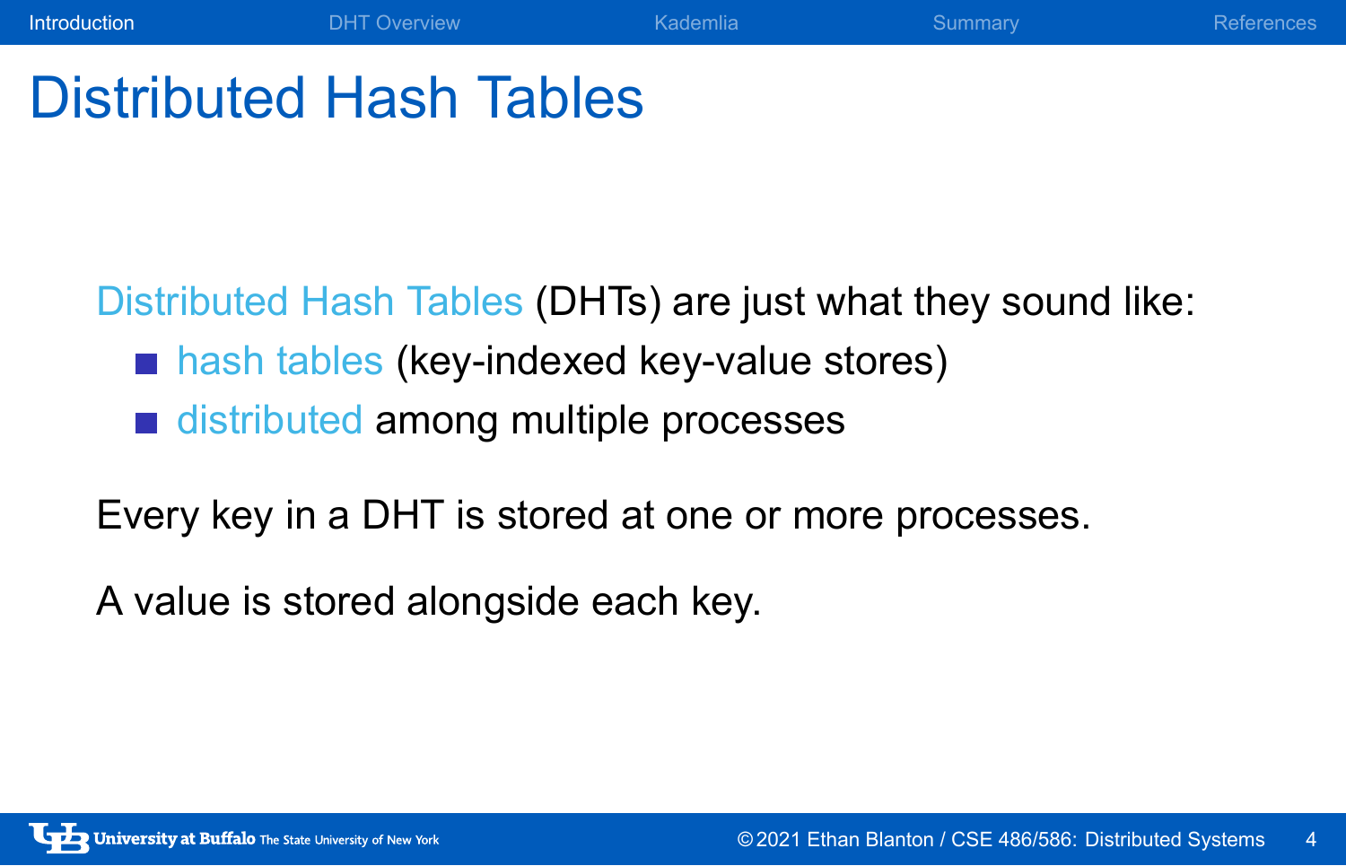# Distributed Hash Tables

Distributed Hash Tables (DHTs) are just what they sound like:

- hash tables (key-indexed key-value stores)
- distributed among multiple processes

Every key in a DHT is stored at one or more processes.

A value is stored alongside each key.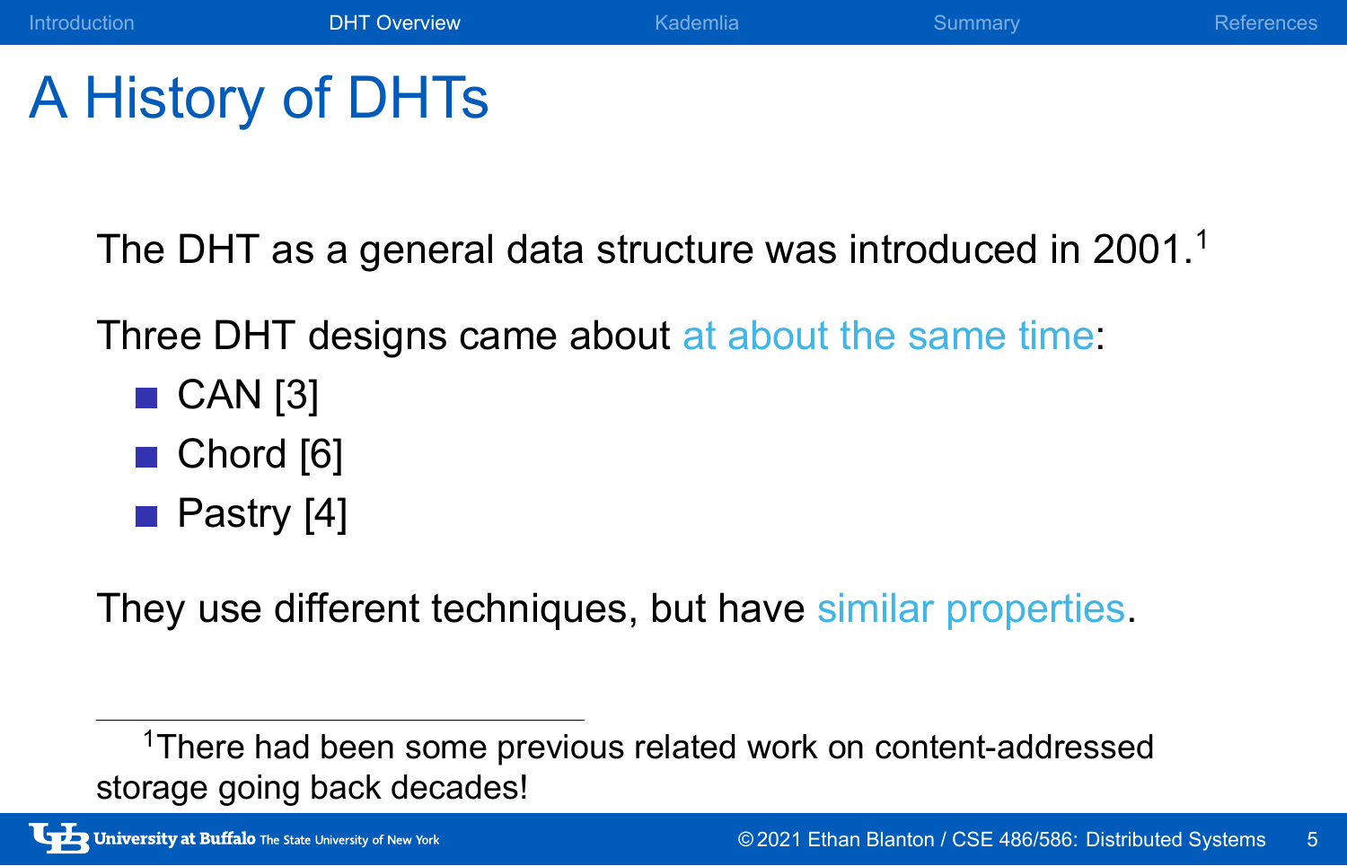# A History of DHTs

The DHT as a general data structure was introduced in 2001.[1]

Three DHT designs came about at about the same time:

- CAN [3]
- Chord [6]
- Pastry [4]

They use different techniques, but have similar properties.

[1]There had been some previous related work on content-addressed storage going back decades!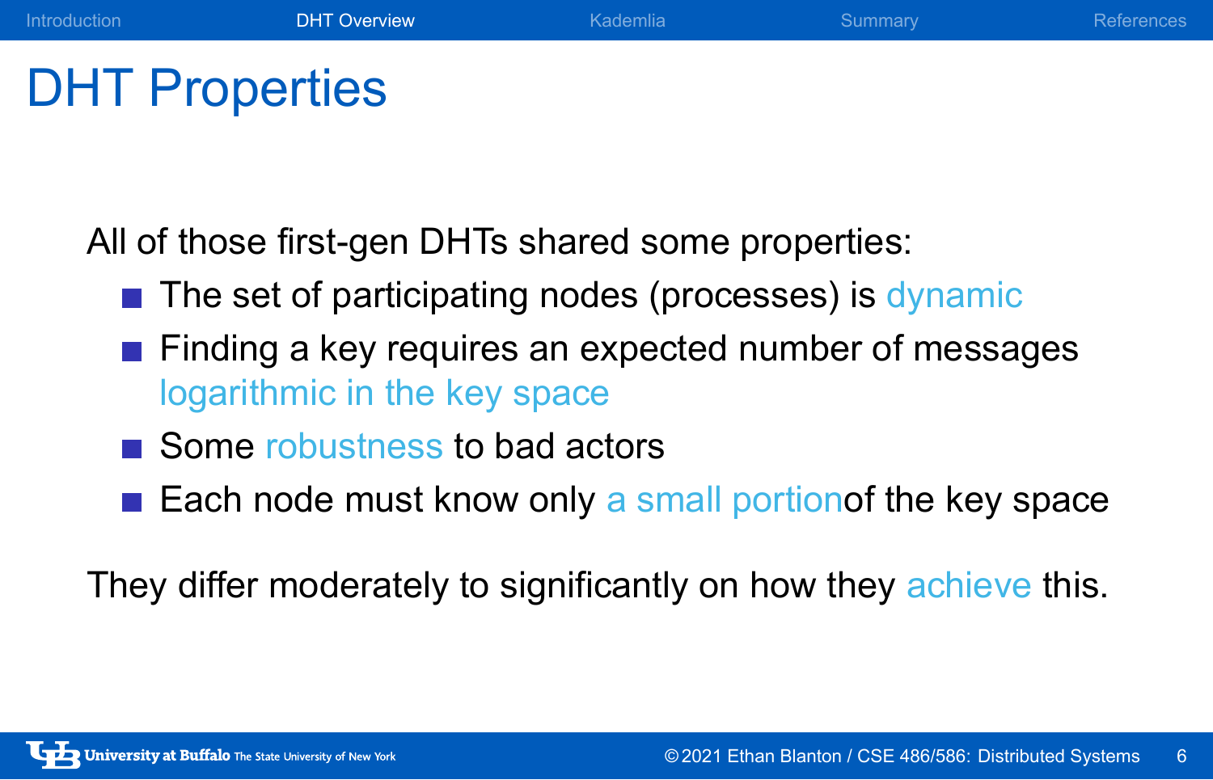# DHT Properties

All of those first-gen DHTs shared some properties:

- The set of participating nodes (processes) is dynamic
- Finding a key requires an expected number of messages logarithmic in the key space
- Some robustness to bad actors
- Each node must know only a small portionof the key space

They differ moderately to significantly on how they achieve this.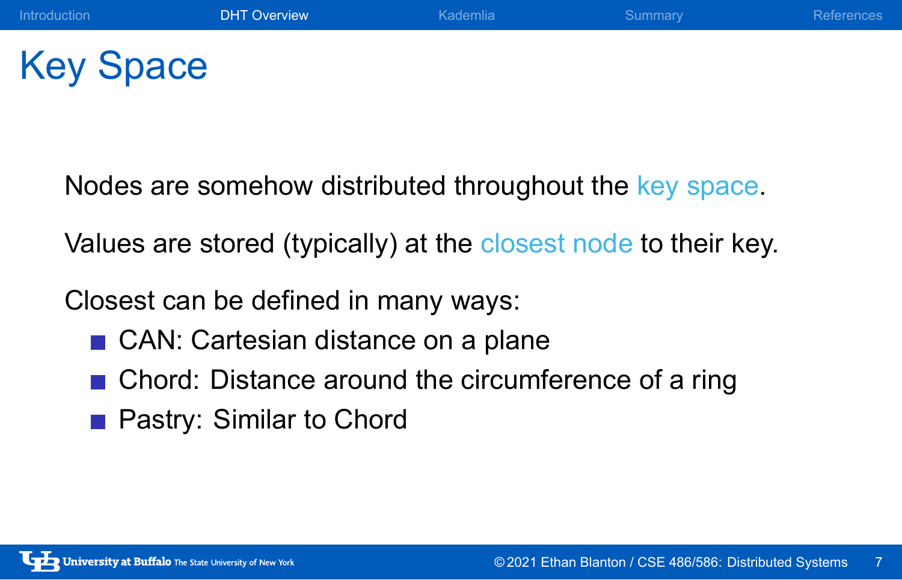# Key Space

Nodes are somehow distributed throughout the key space.

Values are stored (typically) at the closest node to their key.

Closest can be defined in many ways:

- CAN: Cartesian distance on a plane
- Chord: Distance around the circumference of a ring
- Pastry: Similar to Chord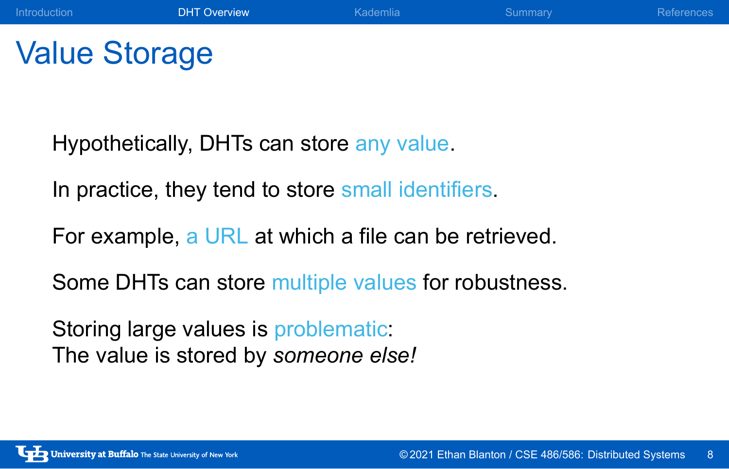# Value Storage

Hypothetically, DHTs can store any value.

In practice, they tend to store small identifiers.

For example, a URL at which a file can be retrieved.

Some DHTs can store multiple values for robustness.

Storing large values is problematic:
The value is stored by *someone else!*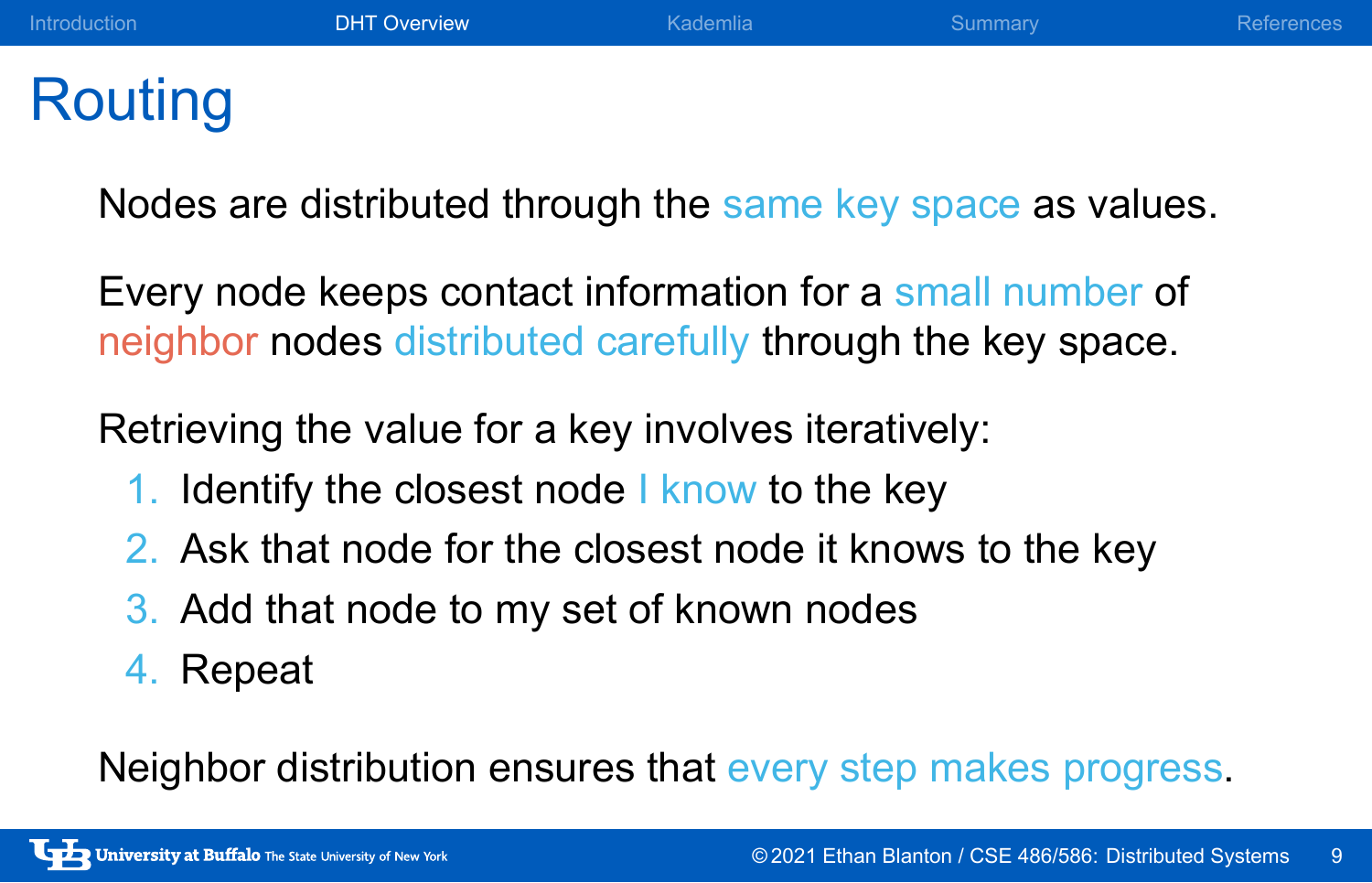# Routing

Nodes are distributed through the same key space as values.

Every node keeps contact information for a small number of neighbor nodes distributed carefully through the key space.

Retrieving the value for a key involves iteratively:

1. Identify the closest node I know to the key
2. Ask that node for the closest node it knows to the key
3. Add that node to my set of known nodes
4. Repeat

Neighbor distribution ensures that every step makes progress.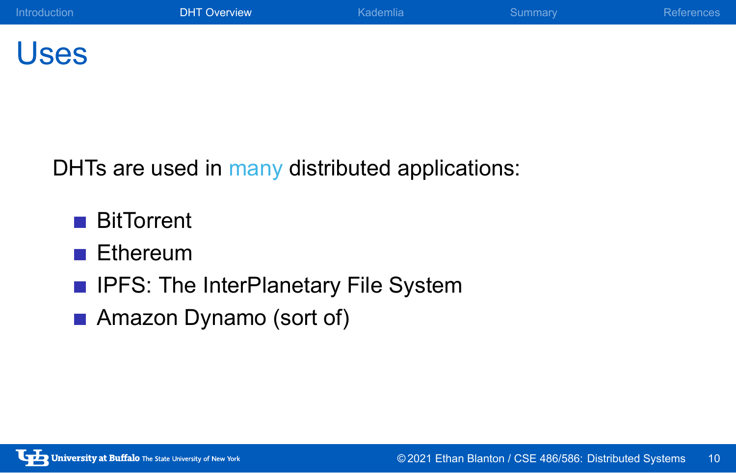# Uses

DHTs are used in *many* distributed applications:

- BitTorrent
- Ethereum
- IPFS: The InterPlanetary File System
- Amazon Dynamo (sort of)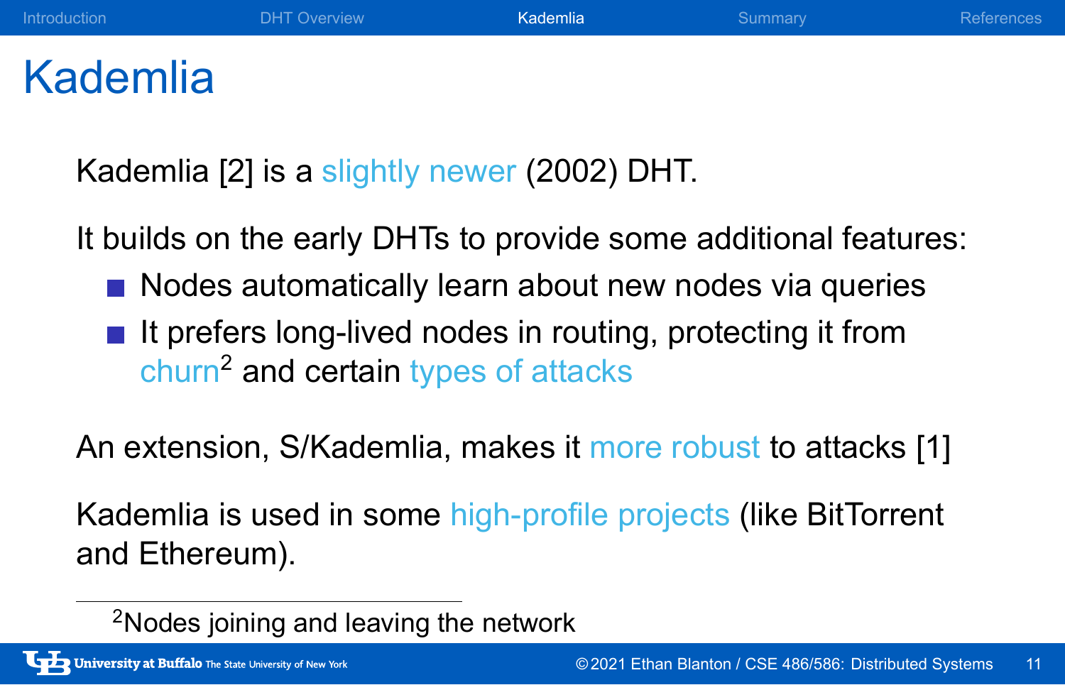# Kademlia

Kademlia [2] is a slightly newer (2002) DHT.

It builds on the early DHTs to provide some additional features:

- Nodes automatically learn about new nodes via queries
- It prefers long-lived nodes in routing, protecting it from churn[2] and certain types of attacks

An extension, S/Kademlia, makes it more robust to attacks [1]

Kademlia is used in some high-profile projects (like BitTorrent and Ethereum).

[2]Nodes joining and leaving the network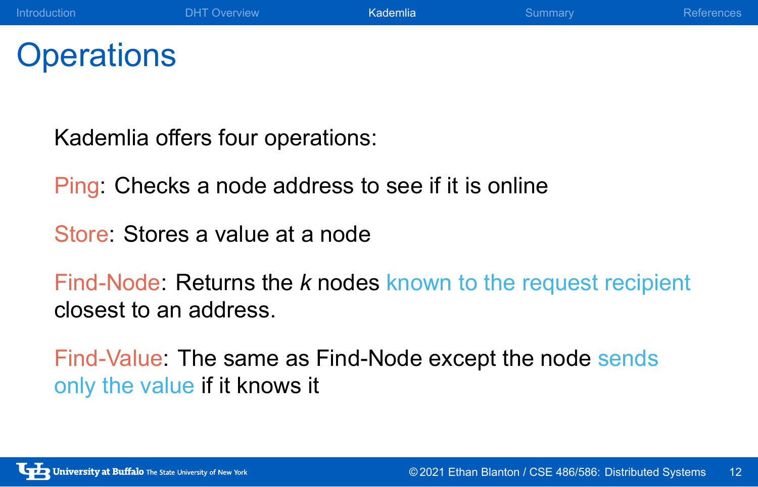# Operations

Kademlia offers four operations:

Ping: Checks a node address to see if it is online

Store: Stores a value at a node

Find-Node: Returns the *k* nodes known to the request recipient closest to an address.

Find-Value: The same as Find-Node except the node sends only the value if it knows it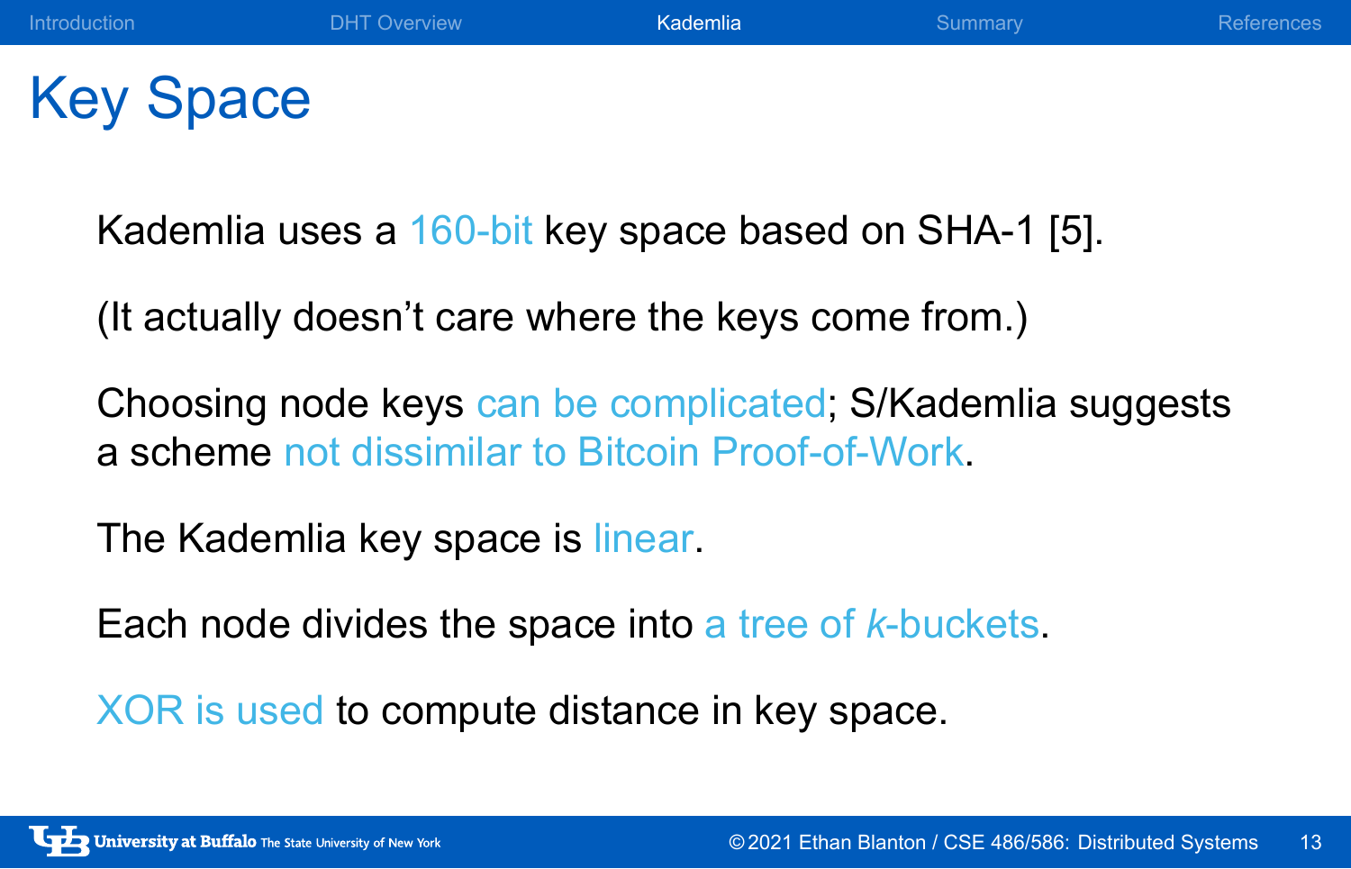# Key Space

Kademlia uses a 160-bit key space based on SHA-1 [5].

(It actually doesn't care where the keys come from.)

Choosing node keys can be complicated; S/Kademlia suggests a scheme not dissimilar to Bitcoin Proof-of-Work.

The Kademlia key space is linear.

Each node divides the space into a tree of *k*-buckets.

XOR is used to compute distance in key space.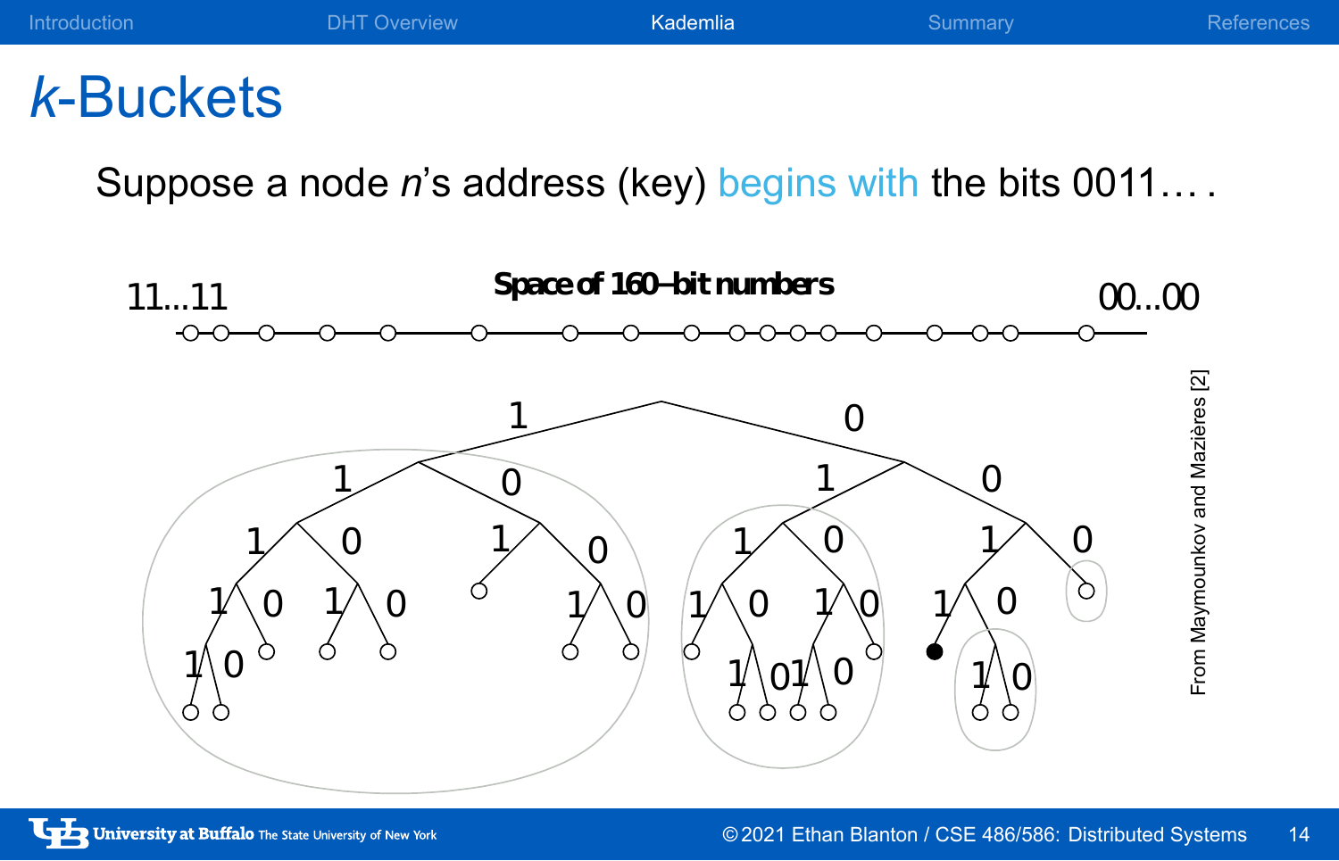# *k*-Buckets

Suppose a node *n*'s address (key) begins with the bits 0011... .

Space of 160–bit numbers

11...11

00...00

From Maymounkov and Mazières [2]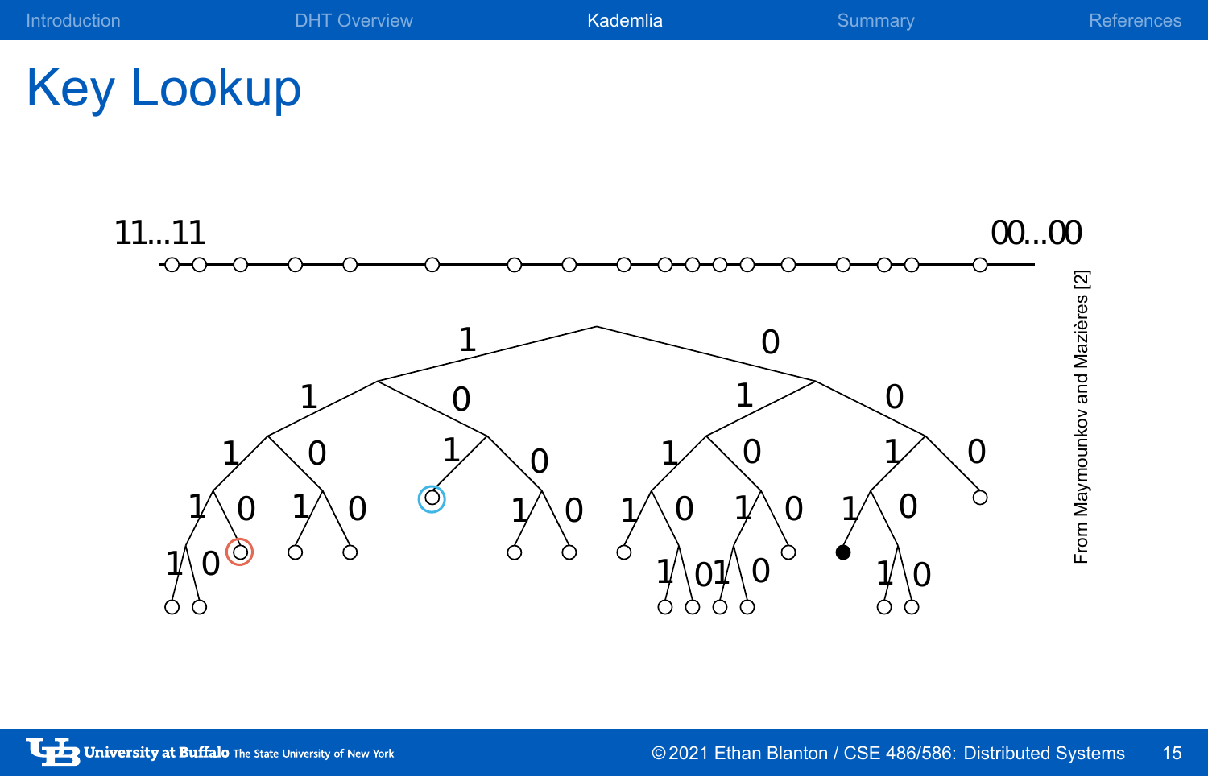# Key Lookup

11...11

00...00

1 0

1 0 1 0

1 0 1 0 1 0 1 0

1 0 1 0 1 0 1 0 1 0 1 0 1 0

1 0 1 0 1 0 1 0

From Maymounkov and Mazières [2]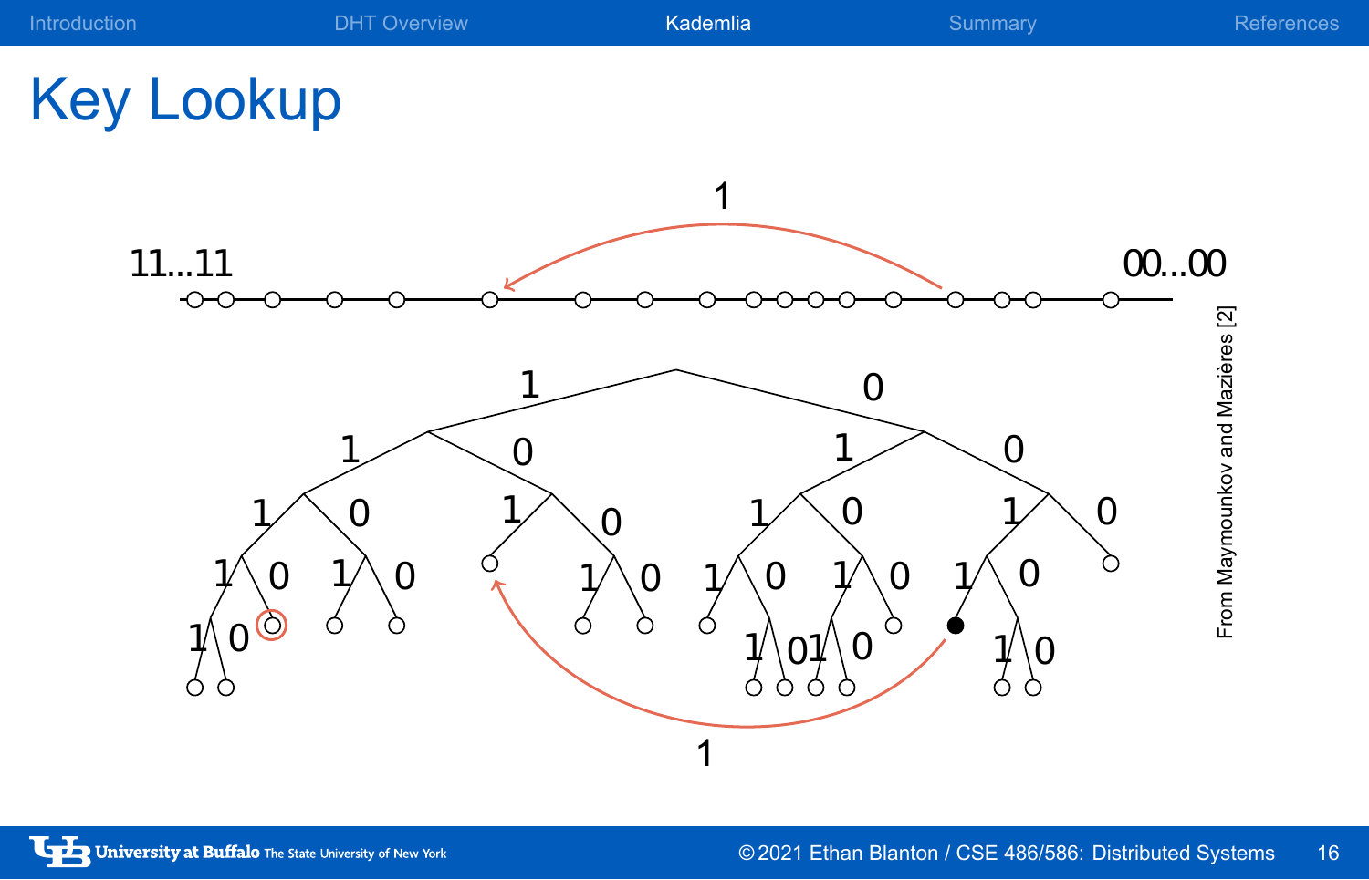# Key Lookup

1

11...11

00...00

1 0

1 0 1 0

1 0 1 0 1 0 1 0

1 0 1 0 1 0 1 0 1 0 1 0

1 0 1 0 1 0 1 0

1

From Maymounkov and Mazières [2]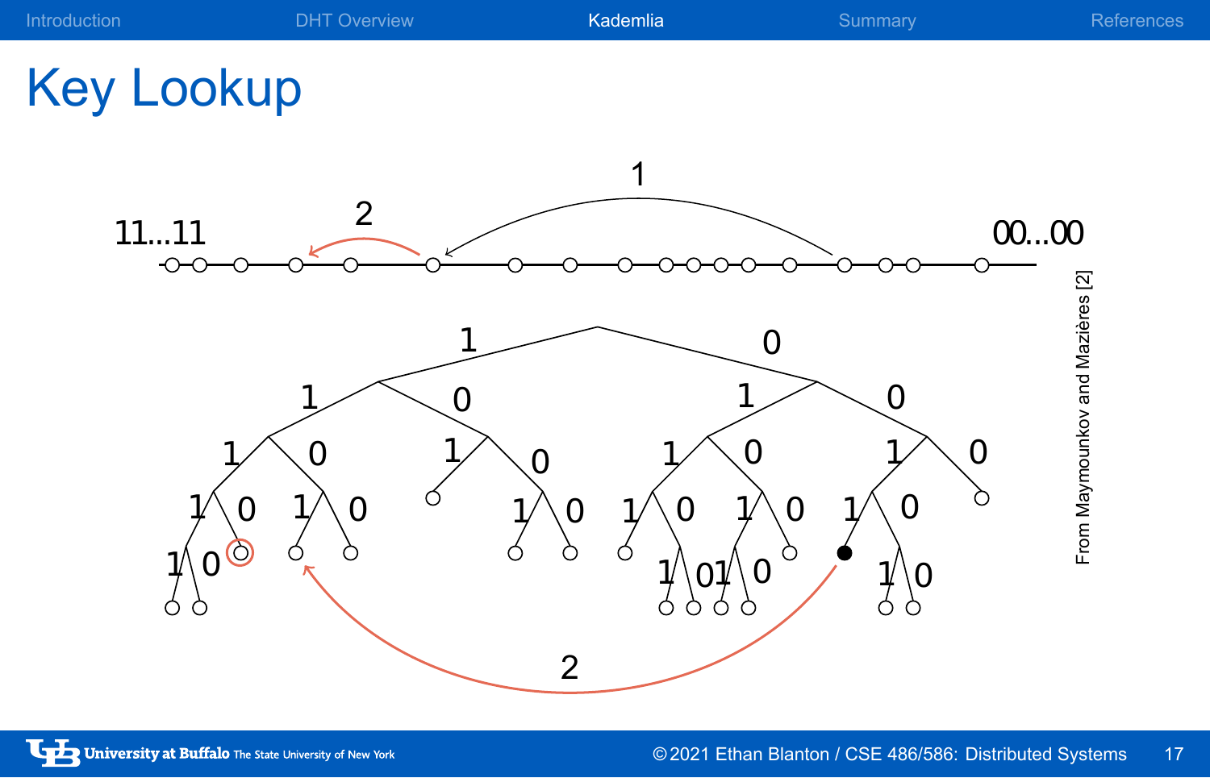# Key Lookup

11...11

00...00

1

2

1

0

1

0

1

0

1

0

1

0

1

0

1

0

1

0

1

0

1

0

1

0

1

0

1

0

1

0

1

0

2

From Maymounkov and Mazières [2]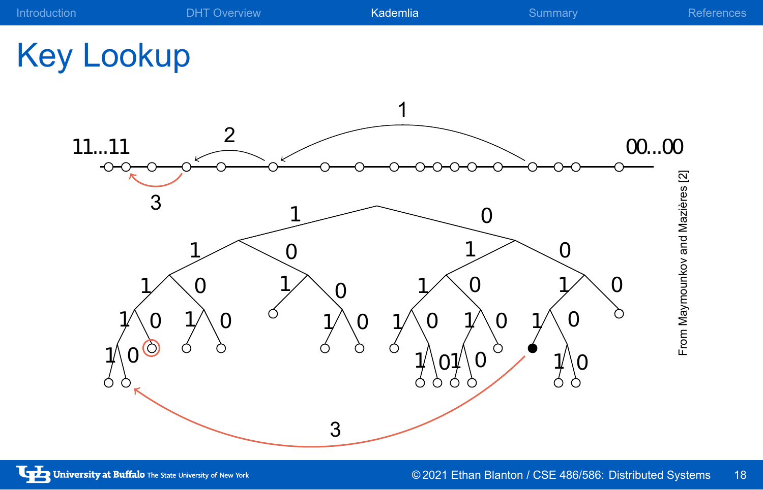# Key Lookup

11...11

00...00

1

2

3

1 0

1 0 1 0

1 0 1 0 1 0 1 0

1 0 1 0 1 0 1 0 1 0 1 0 1 0

1 0 1 0 1 0 1 0

3

From Maymounkov and Mazières [2]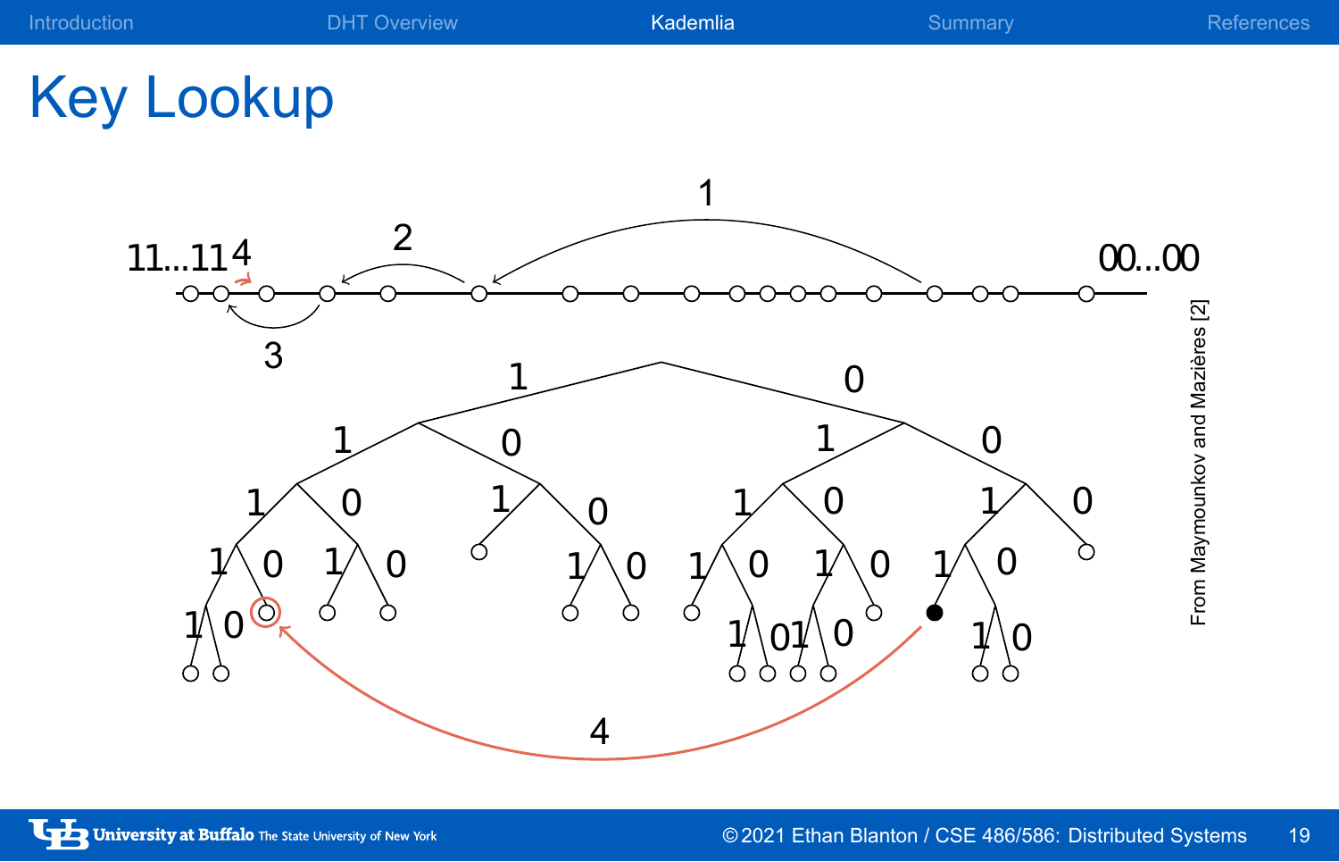# Key Lookup

1

2

3

4

11...11

00...00

1 0

From Maymounkov and Mazières [2]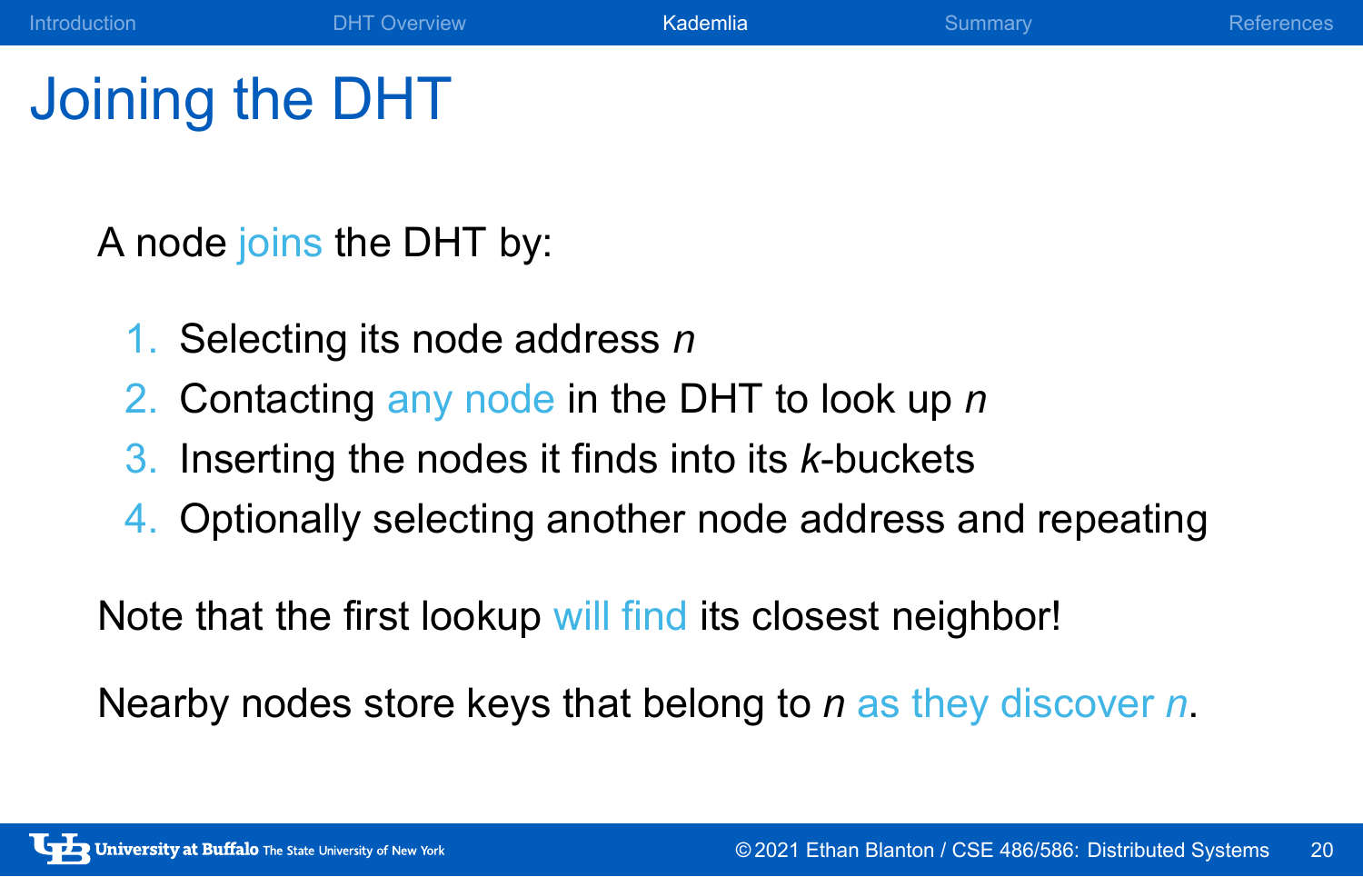# Joining the DHT

A node joins the DHT by:

1. Selecting its node address $n$
2. Contacting any node in the DHT to look up $n$
3. Inserting the nodes it finds into its $k$-buckets
4. Optionally selecting another node address and repeating

Note that the first lookup will find its closest neighbor!

Nearby nodes store keys that belong to $n$ as they discover $n$.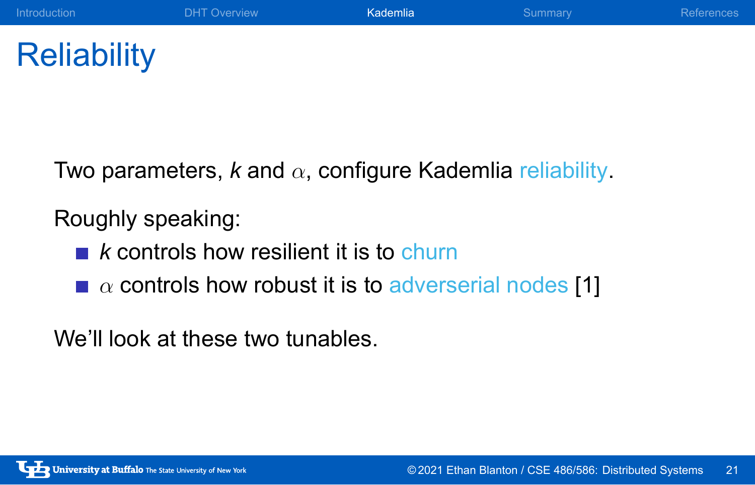# Reliability

Two parameters, *k* and $\alpha$, configure Kademlia reliability.

Roughly speaking:

- *k* controls how resilient it is to churn
- $\alpha$ controls how robust it is to adverserial nodes [1]

We'll look at these two tunables.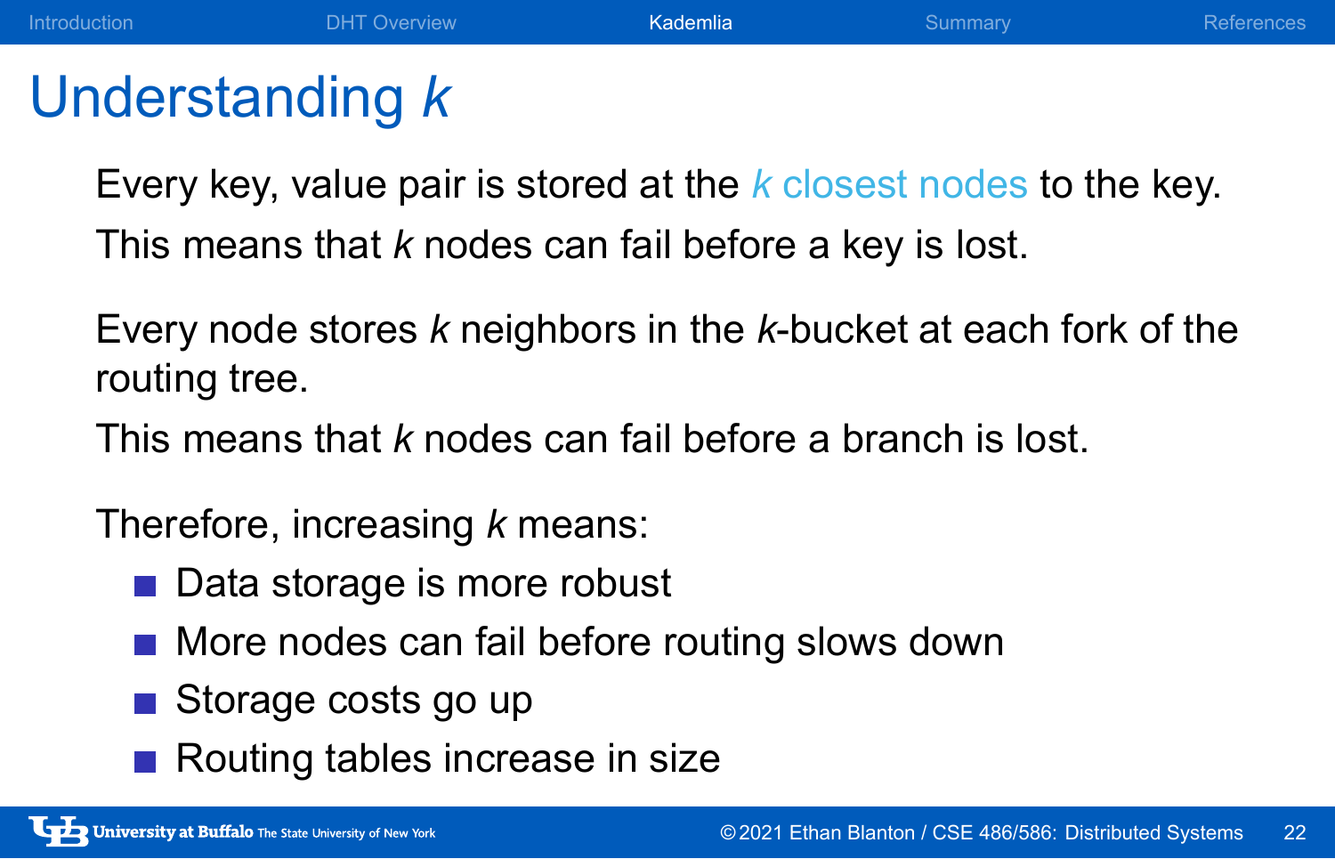# Understanding *k*

Every key, value pair is stored at the *k* closest nodes to the key.

This means that *k* nodes can fail before a key is lost.

Every node stores *k* neighbors in the *k*-bucket at each fork of the routing tree.

This means that *k* nodes can fail before a branch is lost.

Therefore, increasing *k* means:

- Data storage is more robust
- More nodes can fail before routing slows down
- Storage costs go up
- Routing tables increase in size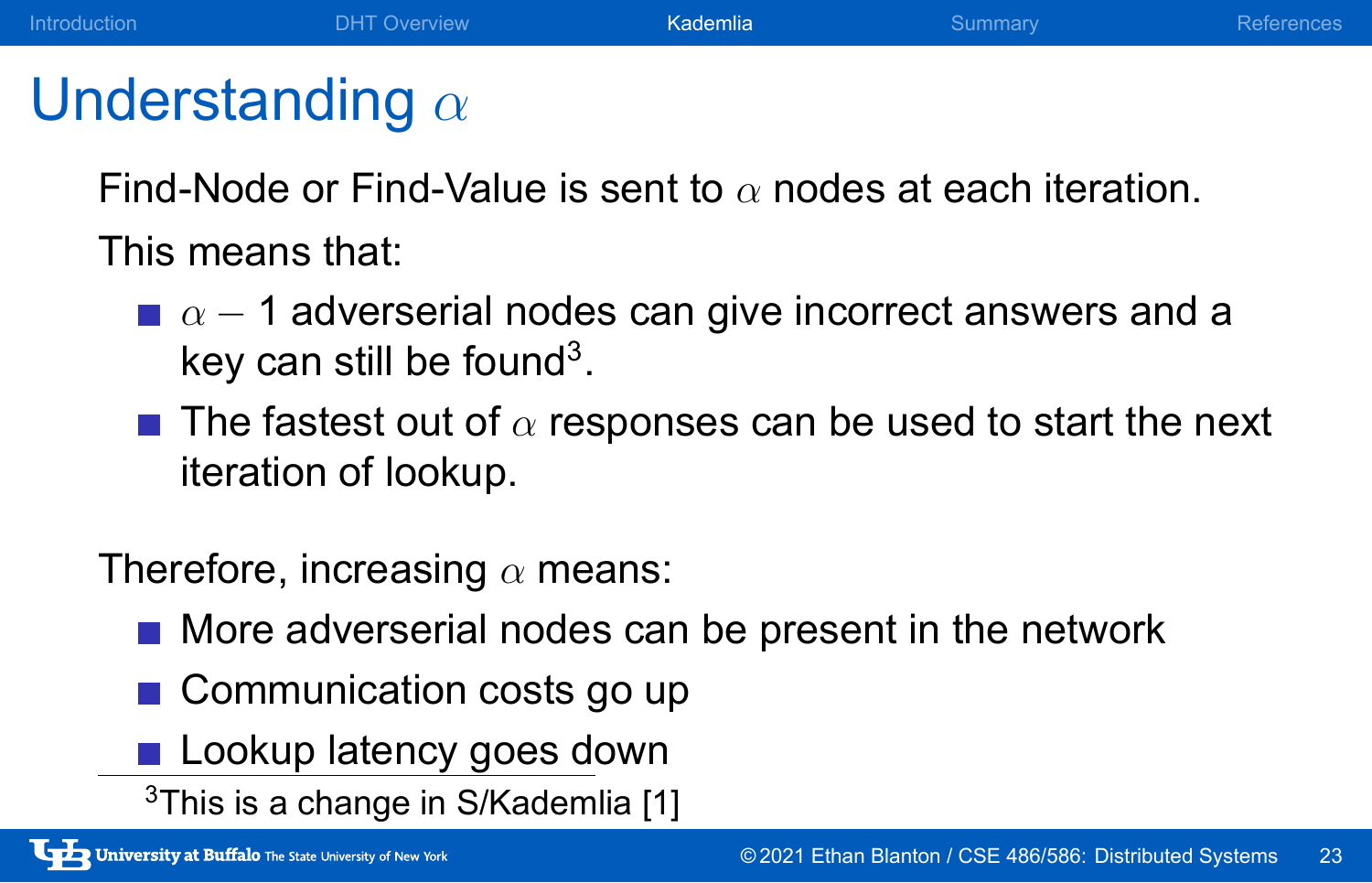# Understanding $\alpha$

Find-Node or Find-Value is sent to $\alpha$ nodes at each iteration.

This means that:

- $\alpha - 1$ adverserial nodes can give incorrect answers and a key can still be found[3].
- The fastest out of $\alpha$ responses can be used to start the next iteration of lookup.

Therefore, increasing $\alpha$ means:

- More adverserial nodes can be present in the network
- Communication costs go up
- Lookup latency goes down

[3] This is a change in S/Kademlia [1]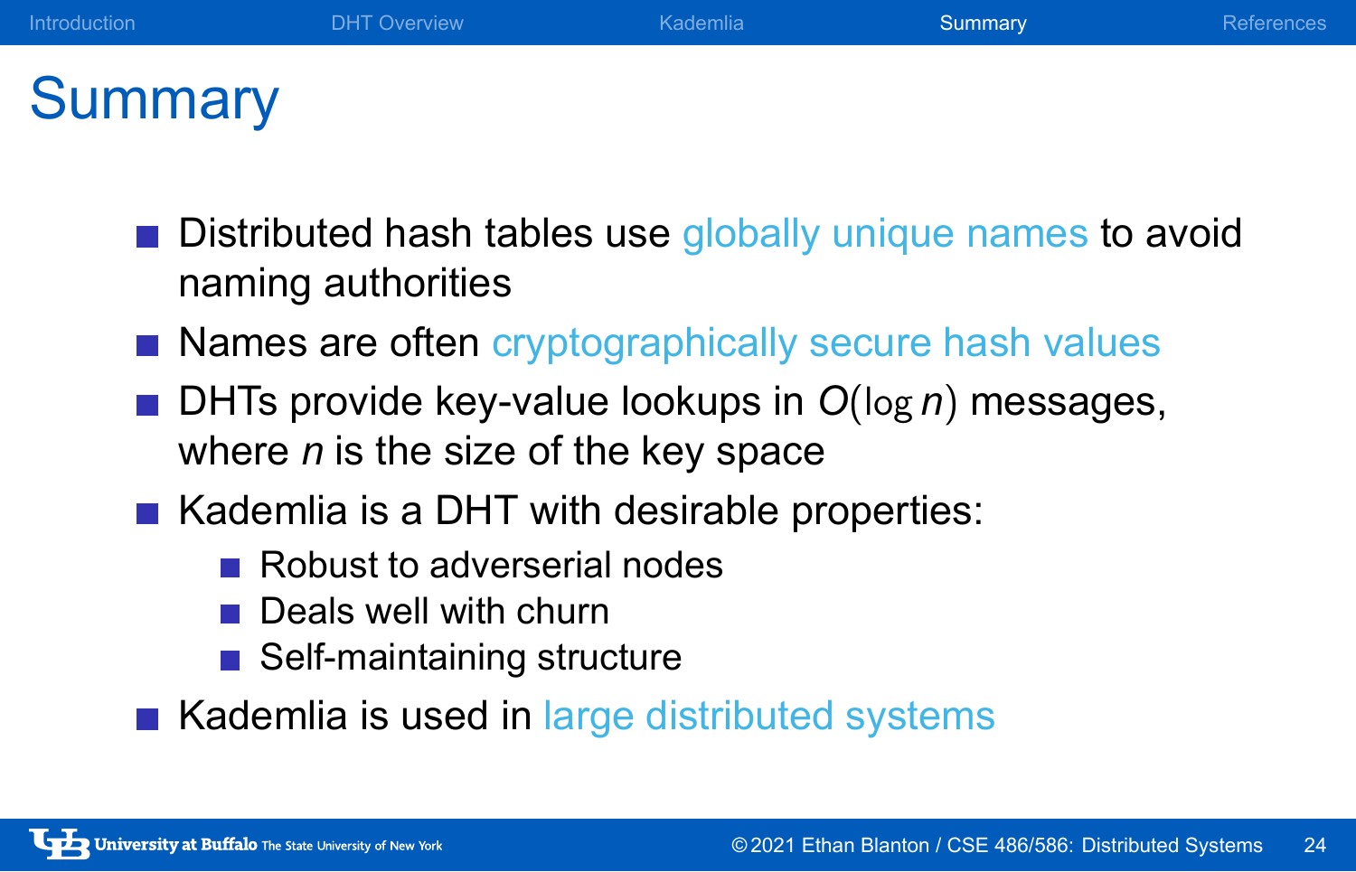# Summary

- Distributed hash tables use globally unique names to avoid naming authorities
- Names are often cryptographically secure hash values
- DHTs provide key-value lookups in $O(\log n)$ messages, where $n$ is the size of the key space
- Kademlia is a DHT with desirable properties:
  - Robust to adverserial nodes
  - Deals well with churn
  - Self-maintaining structure
- Kademlia is used in large distributed systems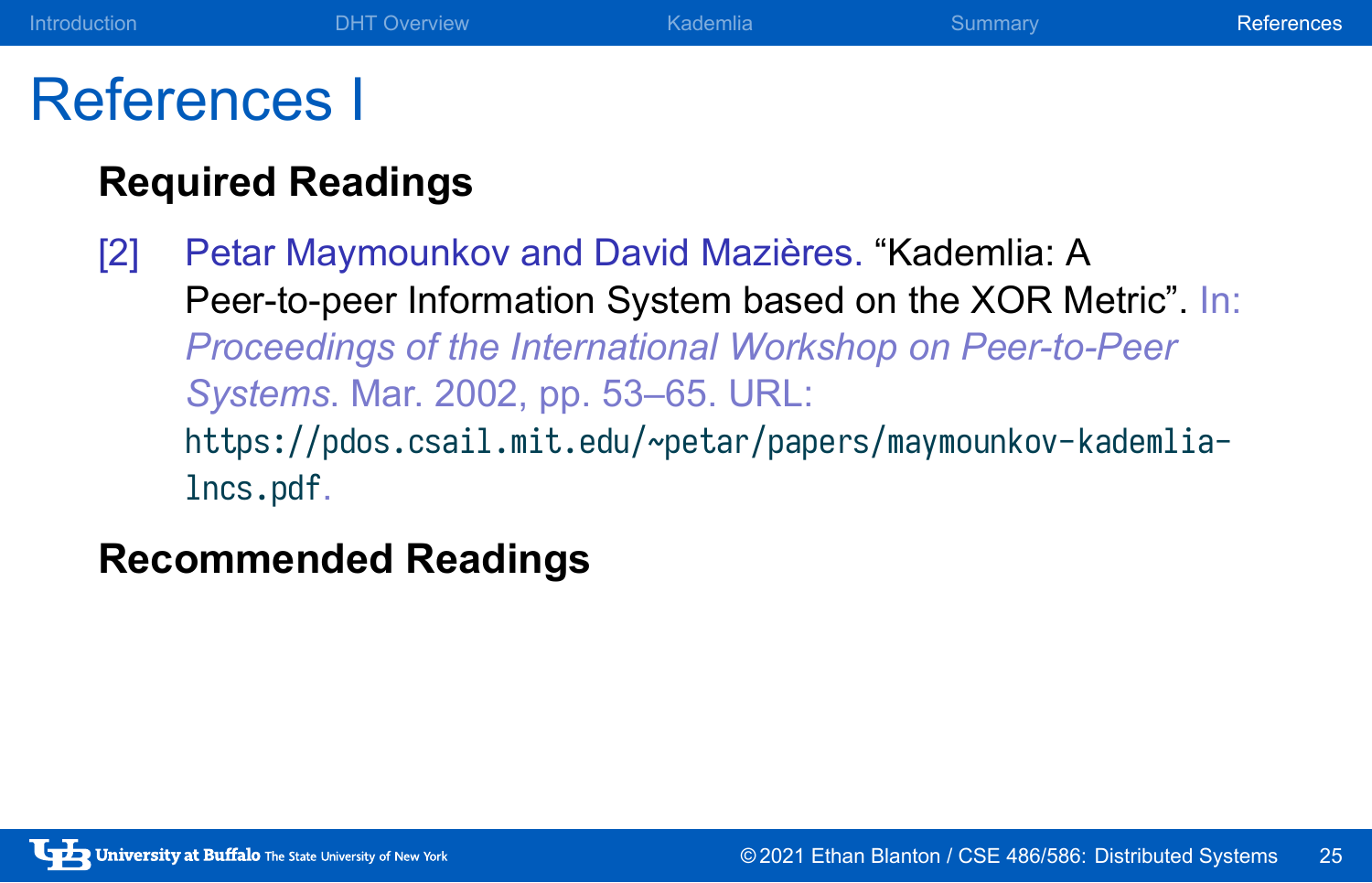# References I

### Required Readings

[2] Petar Maymounkov and David Mazières. "Kademlia: A Peer-to-peer Information System based on the XOR Metric". In: *Proceedings of the International Workshop on Peer-to-Peer Systems*. Mar. 2002, pp. 53–65. URL: https://pdos.csail.mit.edu/~petar/papers/maymounkov-kademlia-lncs.pdf.

### Recommended Readings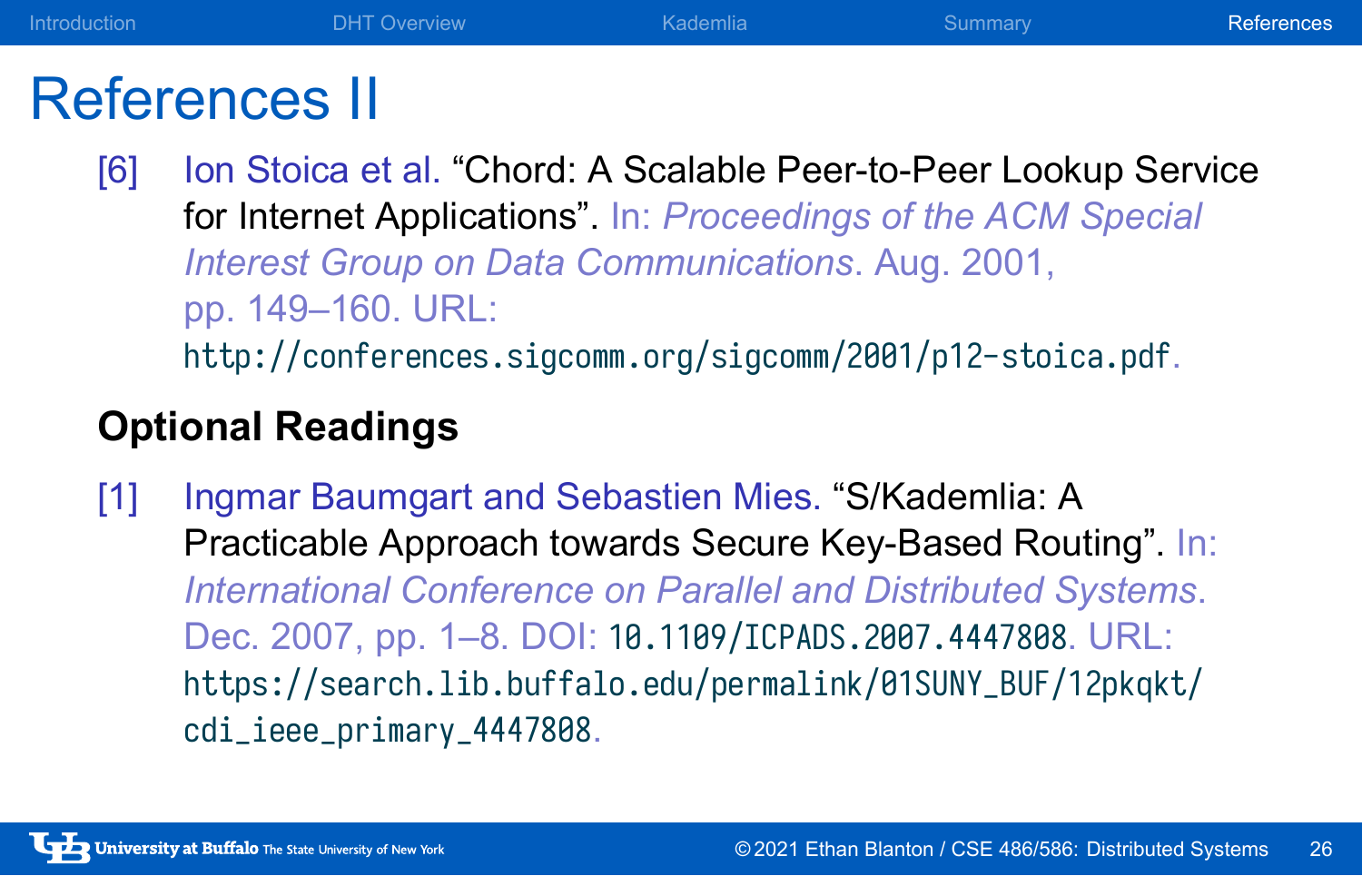# References II

[6] Ion Stoica et al. “Chord: A Scalable Peer-to-Peer Lookup Service for Internet Applications”. In: *Proceedings of the ACM Special Interest Group on Data Communications*. Aug. 2001, pp. 149–160. URL: http://conferences.sigcomm.org/sigcomm/2001/p12-stoica.pdf.

## Optional Readings

[1] Ingmar Baumgart and Sebastien Mies. “S/Kademlia: A Practicable Approach towards Secure Key-Based Routing”. In: *International Conference on Parallel and Distributed Systems*. Dec. 2007, pp. 1–8. DOI: 10.1109/ICPADS.2007.4447808. URL: https://search.lib.buffalo.edu/permalink/01SUNY_BUF/12pkqkt/cdi_ieee_primary_4447808.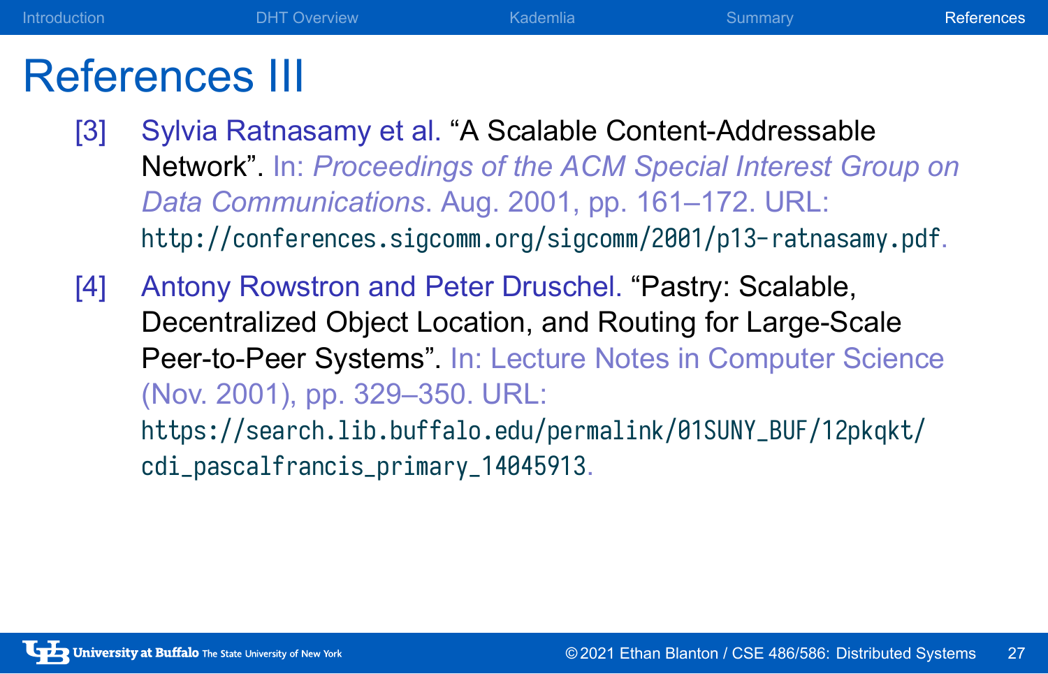# References III

[3] Sylvia Ratnasamy et al. "A Scalable Content-Addressable Network". In: *Proceedings of the ACM Special Interest Group on Data Communications*. Aug. 2001, pp. 161–172. URL: http://conferences.sigcomm.org/sigcomm/2001/p13-ratnasamy.pdf.

[4] Antony Rowstron and Peter Druschel. "Pastry: Scalable, Decentralized Object Location, and Routing for Large-Scale Peer-to-Peer Systems". In: Lecture Notes in Computer Science (Nov. 2001), pp. 329–350. URL: https://search.lib.buffalo.edu/permalink/01SUNY_BUF/12pkqkt/cdi_pascalfrancis_primary_14045913.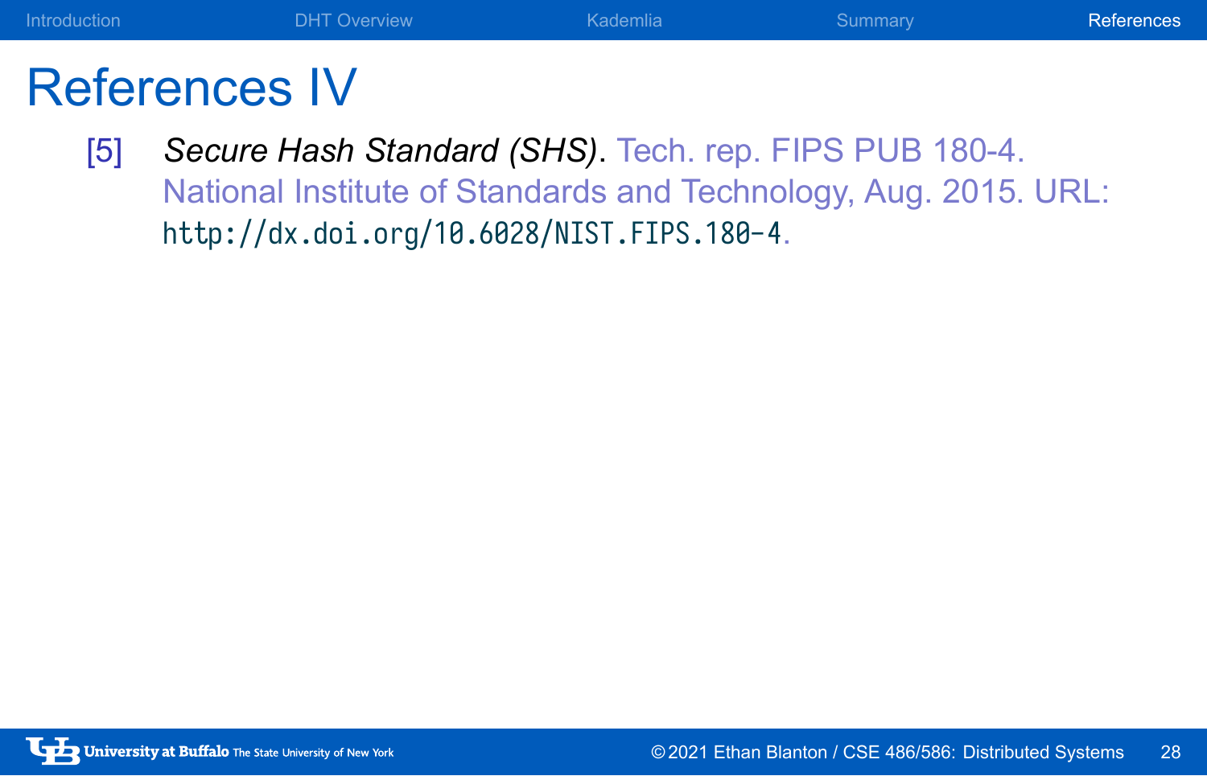# References IV

[5] *Secure Hash Standard (SHS)*. Tech. rep. FIPS PUB 180-4. National Institute of Standards and Technology, Aug. 2015. URL: http://dx.doi.org/10.6028/NIST.FIPS.180-4.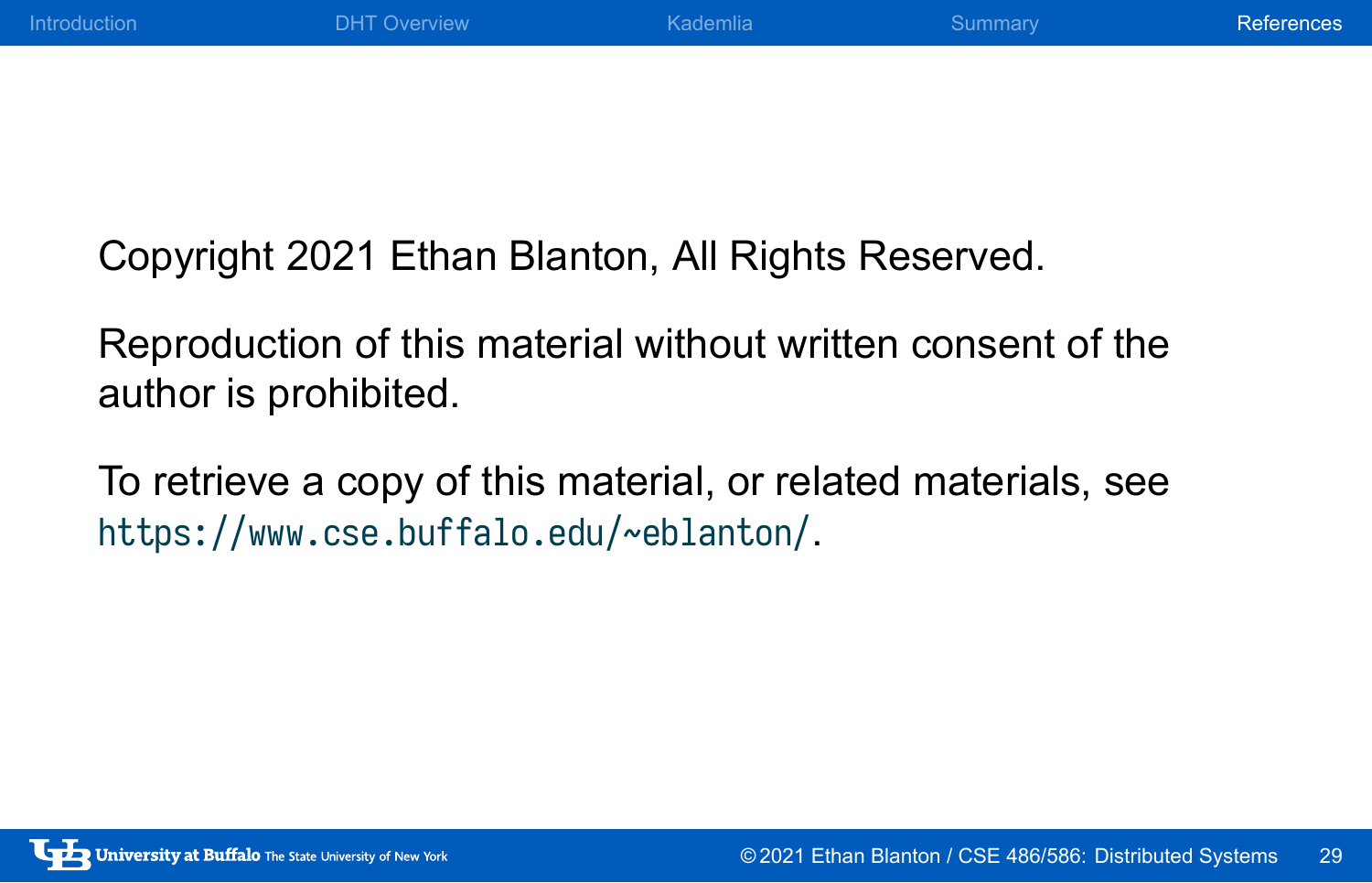Copyright 2021 Ethan Blanton, All Rights Reserved.

Reproduction of this material without written consent of the author is prohibited.

To retrieve a copy of this material, or related materials, see `https://www.cse.buffalo.edu/~eblanton/`.